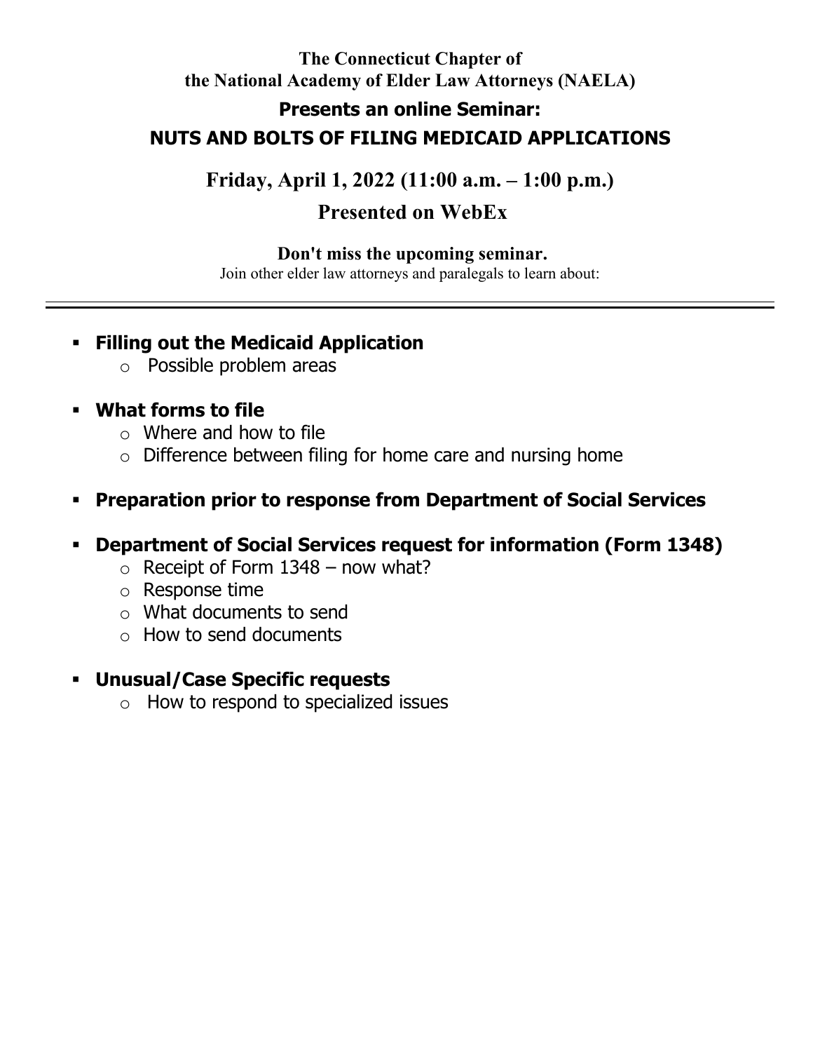**The Connecticut Chapter of**
**the National Academy of Elder Law Attorneys (NAELA)**

## Presents an online Seminar:

# NUTS AND BOLTS OF FILING MEDICAID APPLICATIONS

## Friday, April 1, 2022 (11:00 a.m. – 1:00 p.m.)

## Presented on WebEx

**Don't miss the upcoming seminar.**

Join other elder law attorneys and paralegals to learn about:

---

- **Filling out the Medicaid Application**
  - Possible problem areas
- **What forms to file**
  - Where and how to file
  - Difference between filing for home care and nursing home
- **Preparation prior to response from Department of Social Services**
- **Department of Social Services request for information (Form 1348)**
  - Receipt of Form 1348 – now what?
  - Response time
  - What documents to send
  - How to send documents
- **Unusual/Case Specific requests**
  - How to respond to specialized issues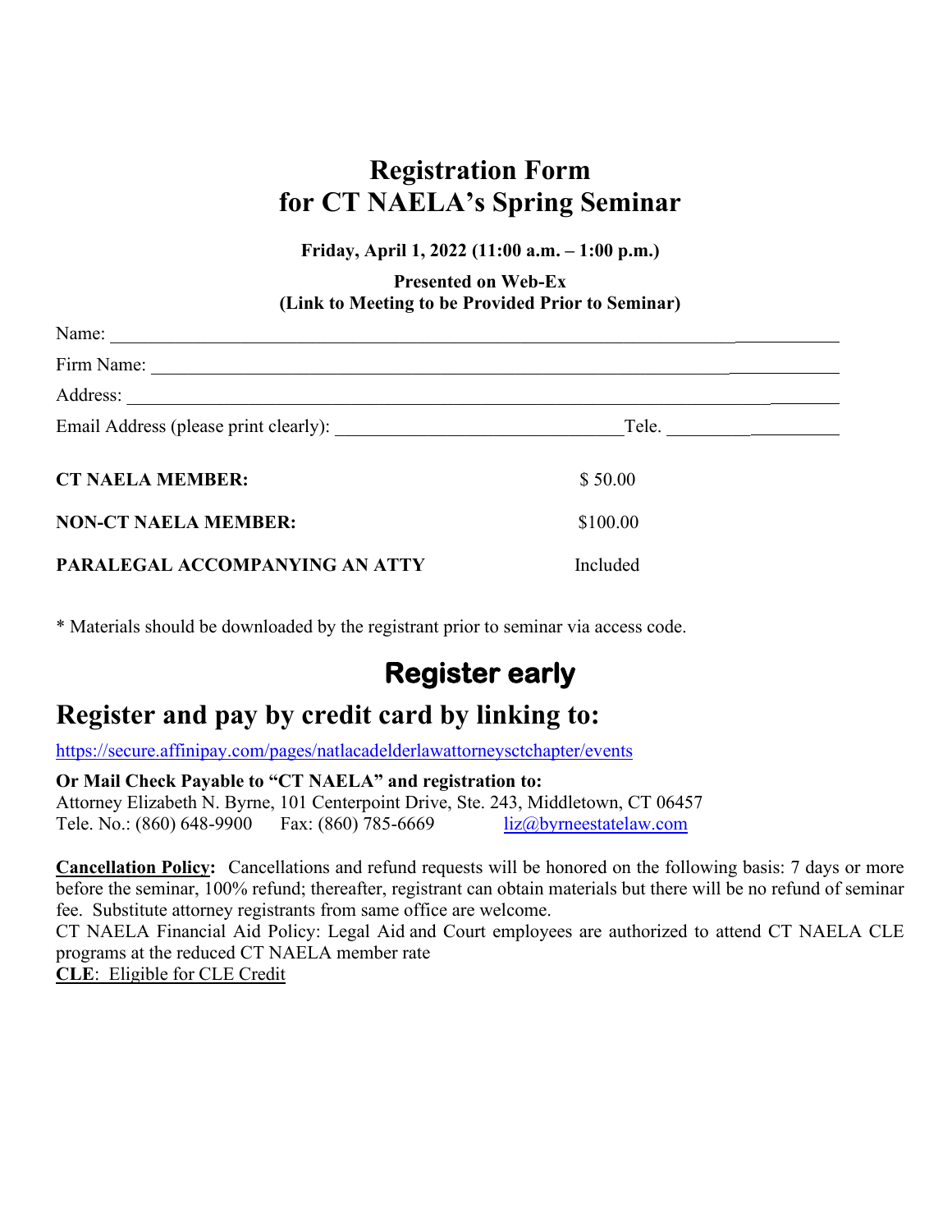# Registration Form
# for CT NAELA's Spring Seminar

**Friday, April 1, 2022 (11:00 a.m. – 1:00 p.m.)**

**Presented on Web-Ex**
**(Link to Meeting to be Provided Prior to Seminar)**

Name: ____________________________________________________________________________

Firm Name: ________________________________________________________________________

Address: __________________________________________________________________________

Email Address (please print clearly): ________________________________Tele. ___________________

| | |
|---|---|
| **CT NAELA MEMBER:** | $ 50.00 |
| **NON-CT NAELA MEMBER:** | $100.00 |
| **PARALEGAL ACCOMPANYING AN ATTY** | Included |

* Materials should be downloaded by the registrant prior to seminar via access code.

## Register early

## Register and pay by credit card by linking to:

https://secure.affinipay.com/pages/natlacadelderlawattorneysctchapter/events

**Or Mail Check Payable to "CT NAELA" and registration to:**
Attorney Elizabeth N. Byrne, 101 Centerpoint Drive, Ste. 243, Middletown, CT 06457
Tele. No.: (860) 648-9900 Fax: (860) 785-6669 liz@byrneestatelaw.com

**Cancellation Policy:** Cancellations and refund requests will be honored on the following basis: 7 days or more before the seminar, 100% refund; thereafter, registrant can obtain materials but there will be no refund of seminar fee. Substitute attorney registrants from same office are welcome.
CT NAELA Financial Aid Policy: Legal Aid and Court employees are authorized to attend CT NAELA CLE programs at the reduced CT NAELA member rate
**CLE**: Eligible for CLE Credit